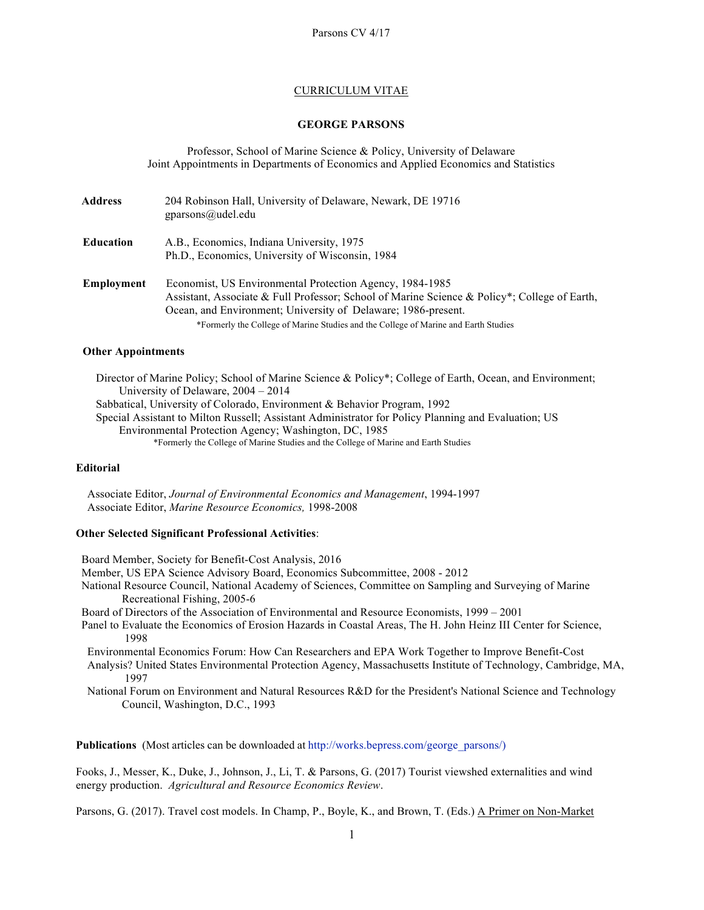CURRICULUM VITAE

# GEORGE PARSONS

Professor, School of Marine Science & Policy, University of Delaware
Joint Appointments in Departments of Economics and Applied Economics and Statistics

**Address** 204 Robinson Hall, University of Delaware, Newark, DE 19716
gparsons@udel.edu

**Education** A.B., Economics, Indiana University, 1975
Ph.D., Economics, University of Wisconsin, 1984

**Employment** Economist, US Environmental Protection Agency, 1984-1985
Assistant, Associate & Full Professor; School of Marine Science & Policy*; College of Earth, Ocean, and Environment; University of Delaware; 1986-present.
*Formerly the College of Marine Studies and the College of Marine and Earth Studies

**Other Appointments**

Director of Marine Policy; School of Marine Science & Policy*; College of Earth, Ocean, and Environment; University of Delaware, 2004 – 2014
Sabbatical, University of Colorado, Environment & Behavior Program, 1992
Special Assistant to Milton Russell; Assistant Administrator for Policy Planning and Evaluation; US Environmental Protection Agency; Washington, DC, 1985
*Formerly the College of Marine Studies and the College of Marine and Earth Studies

**Editorial**

Associate Editor, *Journal of Environmental Economics and Management*, 1994-1997
Associate Editor, *Marine Resource Economics,* 1998-2008

**Other Selected Significant Professional Activities**:

Board Member, Society for Benefit-Cost Analysis, 2016
Member, US EPA Science Advisory Board, Economics Subcommittee, 2008 - 2012
National Resource Council, National Academy of Sciences, Committee on Sampling and Surveying of Marine Recreational Fishing, 2005-6
Board of Directors of the Association of Environmental and Resource Economists, 1999 – 2001
Panel to Evaluate the Economics of Erosion Hazards in Coastal Areas, The H. John Heinz III Center for Science, 1998
Environmental Economics Forum: How Can Researchers and EPA Work Together to Improve Benefit-Cost Analysis? United States Environmental Protection Agency, Massachusetts Institute of Technology, Cambridge, MA, 1997
National Forum on Environment and Natural Resources R&D for the President's National Science and Technology Council, Washington, D.C., 1993

**Publications** (Most articles can be downloaded at http://works.bepress.com/george_parsons/)

Fooks, J., Messer, K., Duke, J., Johnson, J., Li, T. & Parsons, G. (2017) Tourist viewshed externalities and wind energy production. *Agricultural and Resource Economics Review*.

Parsons, G. (2017). Travel cost models. In Champ, P., Boyle, K., and Brown, T. (Eds.) A Primer on Non-Market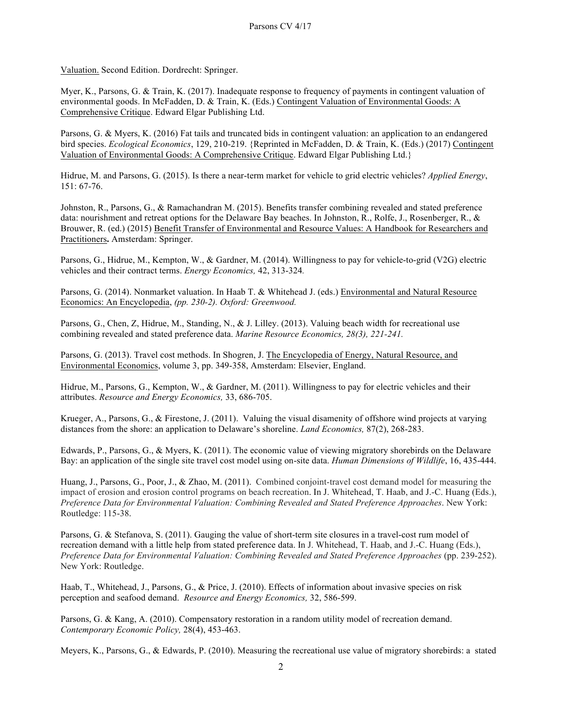Valuation. Second Edition. Dordrecht: Springer.

Myer, K., Parsons, G. & Train, K. (2017). Inadequate response to frequency of payments in contingent valuation of environmental goods. In McFadden, D. & Train, K. (Eds.) Contingent Valuation of Environmental Goods: A Comprehensive Critique. Edward Elgar Publishing Ltd.

Parsons, G. & Myers, K. (2016) Fat tails and truncated bids in contingent valuation: an application to an endangered bird species. *Ecological Economics*, 129, 210-219. {Reprinted in McFadden, D. & Train, K. (Eds.) (2017) Contingent Valuation of Environmental Goods: A Comprehensive Critique. Edward Elgar Publishing Ltd.}

Hidrue, M. and Parsons, G. (2015). Is there a near-term market for vehicle to grid electric vehicles? *Applied Energy*, 151: 67-76.

Johnston, R., Parsons, G., & Ramachandran M. (2015). Benefits transfer combining revealed and stated preference data: nourishment and retreat options for the Delaware Bay beaches. In Johnston, R., Rolfe, J., Rosenberger, R., & Brouwer, R. (ed.) (2015) Benefit Transfer of Environmental and Resource Values: A Handbook for Researchers and Practitioners**.** Amsterdam: Springer.

Parsons, G., Hidrue, M., Kempton, W., & Gardner, M. (2014). Willingness to pay for vehicle-to-grid (V2G) electric vehicles and their contract terms. *Energy Economics,* 42, 313-324*.*

Parsons, G. (2014). Nonmarket valuation. In Haab T. & Whitehead J. (eds.) Environmental and Natural Resource Economics: An Encyclopedia, *(pp. 230-2). Oxford: Greenwood.*

Parsons, G., Chen, Z, Hidrue, M., Standing, N., & J. Lilley. (2013). Valuing beach width for recreational use combining revealed and stated preference data. *Marine Resource Economics, 28(3), 221-241.*

Parsons, G. (2013). Travel cost methods. In Shogren, J. The Encyclopedia of Energy, Natural Resource, and Environmental Economics, volume 3, pp. 349-358, Amsterdam: Elsevier, England.

Hidrue, M., Parsons, G., Kempton, W., & Gardner, M. (2011). Willingness to pay for electric vehicles and their attributes. *Resource and Energy Economics,* 33, 686-705.

Krueger, A., Parsons, G., & Firestone, J. (2011). Valuing the visual disamenity of offshore wind projects at varying distances from the shore: an application to Delaware's shoreline. *Land Economics,* 87(2), 268-283.

Edwards, P., Parsons, G., & Myers, K. (2011). The economic value of viewing migratory shorebirds on the Delaware Bay: an application of the single site travel cost model using on-site data. *Human Dimensions of Wildlife*, 16, 435-444.

Huang, J., Parsons, G., Poor, J., & Zhao, M. (2011). Combined conjoint-travel cost demand model for measuring the impact of erosion and erosion control programs on beach recreation. In J. Whitehead, T. Haab, and J.-C. Huang (Eds.), *Preference Data for Environmental Valuation: Combining Revealed and Stated Preference Approaches*. New York: Routledge: 115-38.

Parsons, G. & Stefanova, S. (2011). Gauging the value of short-term site closures in a travel-cost rum model of recreation demand with a little help from stated preference data. In J. Whitehead, T. Haab, and J.-C. Huang (Eds.), *Preference Data for Environmental Valuation: Combining Revealed and Stated Preference Approaches* (pp. 239-252). New York: Routledge.

Haab, T., Whitehead, J., Parsons, G., & Price, J. (2010). Effects of information about invasive species on risk perception and seafood demand. *Resource and Energy Economics,* 32, 586-599.

Parsons, G. & Kang, A. (2010). Compensatory restoration in a random utility model of recreation demand. *Contemporary Economic Policy,* 28(4), 453-463.

Meyers, K., Parsons, G., & Edwards, P. (2010). Measuring the recreational use value of migratory shorebirds: a stated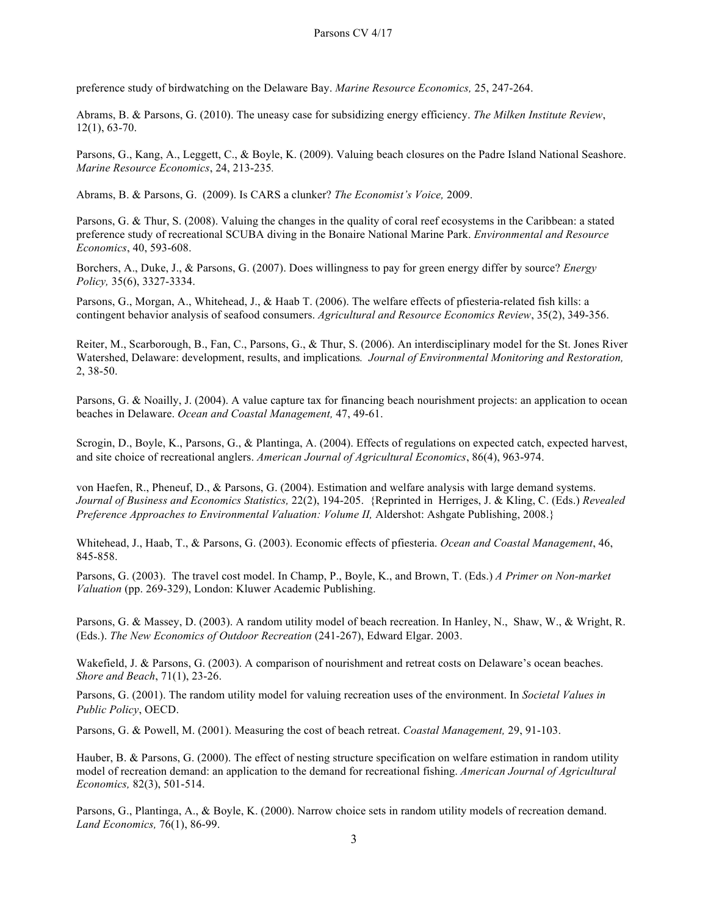preference study of birdwatching on the Delaware Bay. *Marine Resource Economics,* 25, 247-264.

Abrams, B. & Parsons, G. (2010). The uneasy case for subsidizing energy efficiency. *The Milken Institute Review*, 12(1), 63-70.

Parsons, G., Kang, A., Leggett, C., & Boyle, K. (2009). Valuing beach closures on the Padre Island National Seashore. *Marine Resource Economics*, 24, 213-235.

Abrams, B. & Parsons, G. (2009). Is CARS a clunker? *The Economist's Voice,* 2009.

Parsons, G. & Thur, S. (2008). Valuing the changes in the quality of coral reef ecosystems in the Caribbean: a stated preference study of recreational SCUBA diving in the Bonaire National Marine Park. *Environmental and Resource Economics*, 40, 593-608.

Borchers, A., Duke, J., & Parsons, G. (2007). Does willingness to pay for green energy differ by source? *Energy Policy,* 35(6), 3327-3334.

Parsons, G., Morgan, A., Whitehead, J., & Haab T. (2006). The welfare effects of pfiesteria-related fish kills: a contingent behavior analysis of seafood consumers. *Agricultural and Resource Economics Review*, 35(2), 349-356.

Reiter, M., Scarborough, B., Fan, C., Parsons, G., & Thur, S. (2006). An interdisciplinary model for the St. Jones River Watershed, Delaware: development, results, and implications*. Journal of Environmental Monitoring and Restoration,* 2, 38-50.

Parsons, G. & Noailly, J. (2004). A value capture tax for financing beach nourishment projects: an application to ocean beaches in Delaware. *Ocean and Coastal Management,* 47, 49-61.

Scrogin, D., Boyle, K., Parsons, G., & Plantinga, A. (2004). Effects of regulations on expected catch, expected harvest, and site choice of recreational anglers. *American Journal of Agricultural Economics*, 86(4), 963-974.

von Haefen, R., Pheneuf, D., & Parsons, G. (2004). Estimation and welfare analysis with large demand systems. *Journal of Business and Economics Statistics,* 22(2), 194-205. {Reprinted in Herriges, J. & Kling, C. (Eds.) *Revealed Preference Approaches to Environmental Valuation: Volume II,* Aldershot: Ashgate Publishing, 2008.}

Whitehead, J., Haab, T., & Parsons, G. (2003). Economic effects of pfiesteria. *Ocean and Coastal Management*, 46, 845-858.

Parsons, G. (2003). The travel cost model. In Champ, P., Boyle, K., and Brown, T. (Eds.) *A Primer on Non-market Valuation* (pp. 269-329), London: Kluwer Academic Publishing.

Parsons, G. & Massey, D. (2003). A random utility model of beach recreation. In Hanley, N., Shaw, W., & Wright, R. (Eds.). *The New Economics of Outdoor Recreation* (241-267), Edward Elgar. 2003.

Wakefield, J. & Parsons, G. (2003). A comparison of nourishment and retreat costs on Delaware's ocean beaches. *Shore and Beach*, 71(1), 23-26.

Parsons, G. (2001). The random utility model for valuing recreation uses of the environment. In *Societal Values in Public Policy*, OECD.

Parsons, G. & Powell, M. (2001). Measuring the cost of beach retreat. *Coastal Management,* 29, 91-103.

Hauber, B. & Parsons, G. (2000). The effect of nesting structure specification on welfare estimation in random utility model of recreation demand: an application to the demand for recreational fishing. *American Journal of Agricultural Economics,* 82(3), 501-514.

Parsons, G., Plantinga, A., & Boyle, K. (2000). Narrow choice sets in random utility models of recreation demand. *Land Economics,* 76(1), 86-99.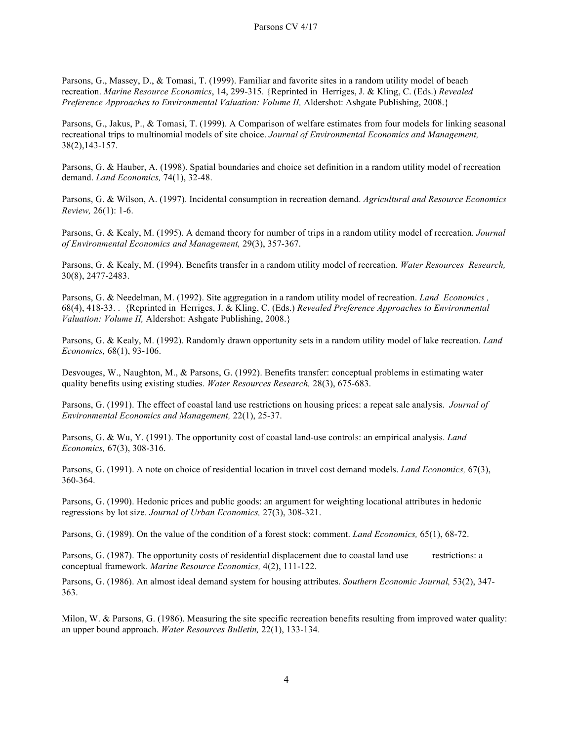Parsons, G., Massey, D., & Tomasi, T. (1999). Familiar and favorite sites in a random utility model of beach recreation. *Marine Resource Economics*, 14, 299-315. {Reprinted in Herriges, J. & Kling, C. (Eds.) *Revealed Preference Approaches to Environmental Valuation: Volume II,* Aldershot: Ashgate Publishing, 2008.}

Parsons, G., Jakus, P., & Tomasi, T. (1999). A Comparison of welfare estimates from four models for linking seasonal recreational trips to multinomial models of site choice. *Journal of Environmental Economics and Management,* 38(2),143-157.

Parsons, G. & Hauber, A. (1998). Spatial boundaries and choice set definition in a random utility model of recreation demand. *Land Economics,* 74(1), 32-48.

Parsons, G. & Wilson, A. (1997). Incidental consumption in recreation demand. *Agricultural and Resource Economics Review,* 26(1): 1-6.

Parsons, G. & Kealy, M. (1995). A demand theory for number of trips in a random utility model of recreation. *Journal of Environmental Economics and Management,* 29(3), 357-367.

Parsons, G. & Kealy, M. (1994). Benefits transfer in a random utility model of recreation. *Water Resources Research,* 30(8), 2477-2483.

Parsons, G. & Needelman, M. (1992). Site aggregation in a random utility model of recreation. *Land Economics ,* 68(4), 418-33. . {Reprinted in Herriges, J. & Kling, C. (Eds.) *Revealed Preference Approaches to Environmental Valuation: Volume II,* Aldershot: Ashgate Publishing, 2008.}

Parsons, G. & Kealy, M. (1992). Randomly drawn opportunity sets in a random utility model of lake recreation. *Land Economics,* 68(1), 93-106.

Desvouges, W., Naughton, M., & Parsons, G. (1992). Benefits transfer: conceptual problems in estimating water quality benefits using existing studies. *Water Resources Research,* 28(3), 675-683.

Parsons, G. (1991). The effect of coastal land use restrictions on housing prices: a repeat sale analysis. *Journal of Environmental Economics and Management,* 22(1), 25-37.

Parsons, G. & Wu, Y. (1991). The opportunity cost of coastal land-use controls: an empirical analysis. *Land Economics,* 67(3), 308-316.

Parsons, G. (1991). A note on choice of residential location in travel cost demand models. *Land Economics,* 67(3), 360-364.

Parsons, G. (1990). Hedonic prices and public goods: an argument for weighting locational attributes in hedonic regressions by lot size. *Journal of Urban Economics,* 27(3), 308-321.

Parsons, G. (1989). On the value of the condition of a forest stock: comment. *Land Economics,* 65(1), 68-72.

Parsons, G. (1987). The opportunity costs of residential displacement due to coastal land use restrictions: a conceptual framework. *Marine Resource Economics,* 4(2), 111-122.

Parsons, G. (1986). An almost ideal demand system for housing attributes. *Southern Economic Journal,* 53(2), 347-363.

Milon, W. & Parsons, G. (1986). Measuring the site specific recreation benefits resulting from improved water quality: an upper bound approach. *Water Resources Bulletin,* 22(1), 133-134.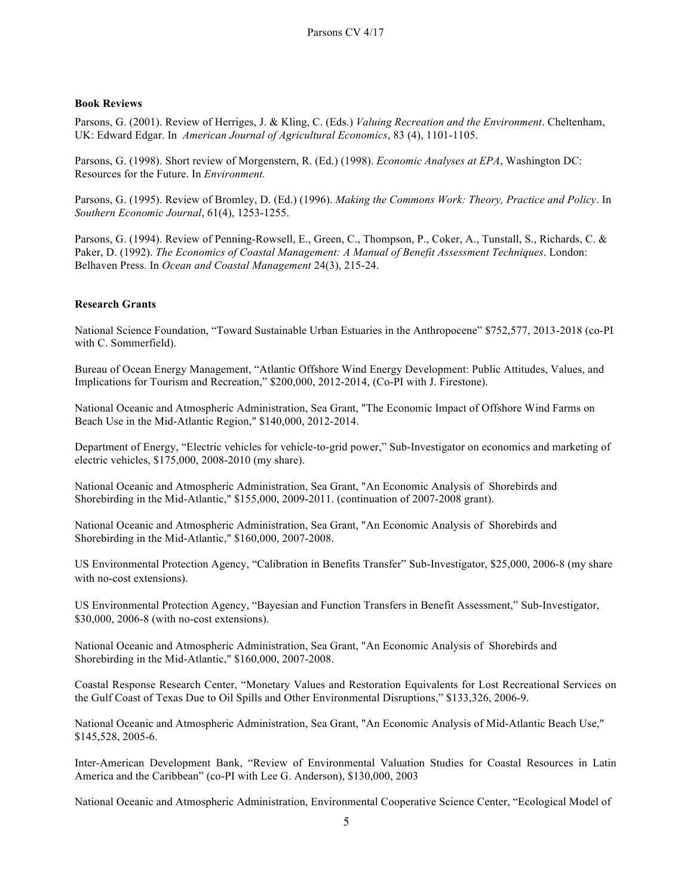**Book Reviews**

Parsons, G. (2001). Review of Herriges, J. & Kling, C. (Eds.) *Valuing Recreation and the Environment*. Cheltenham, UK: Edward Edgar. In *American Journal of Agricultural Economics*, 83 (4), 1101-1105.

Parsons, G. (1998). Short review of Morgenstern, R. (Ed.) (1998). *Economic Analyses at EPA*, Washington DC: Resources for the Future. In *Environment.*

Parsons, G. (1995). Review of Bromley, D. (Ed.) (1996). *Making the Commons Work: Theory, Practice and Policy*. In *Southern Economic Journal*, 61(4), 1253-1255.

Parsons, G. (1994). Review of Penning-Rowsell, E., Green, C., Thompson, P., Coker, A., Tunstall, S., Richards, C. & Paker, D. (1992). *The Economics of Coastal Management: A Manual of Benefit Assessment Techniques*. London: Belhaven Press. In *Ocean and Coastal Management* 24(3), 215-24.

**Research Grants**

National Science Foundation, "Toward Sustainable Urban Estuaries in the Anthropocene" $752,577, 2013-2018 (co-PI with C. Sommerfield).

Bureau of Ocean Energy Management, "Atlantic Offshore Wind Energy Development: Public Attitudes, Values, and Implications for Tourism and Recreation," $200,000, 2012-2014, (Co-PI with J. Firestone).

National Oceanic and Atmospheric Administration, Sea Grant, "The Economic Impact of Offshore Wind Farms on Beach Use in the Mid-Atlantic Region," $140,000, 2012-2014.

Department of Energy, "Electric vehicles for vehicle-to-grid power," Sub-Investigator on economics and marketing of electric vehicles, $175,000, 2008-2010 (my share).

National Oceanic and Atmospheric Administration, Sea Grant, "An Economic Analysis of Shorebirds and Shorebirding in the Mid-Atlantic," $155,000, 2009-2011. (continuation of 2007-2008 grant).

National Oceanic and Atmospheric Administration, Sea Grant, "An Economic Analysis of Shorebirds and Shorebirding in the Mid-Atlantic," $160,000, 2007-2008.

US Environmental Protection Agency, "Calibration in Benefits Transfer" Sub-Investigator, $25,000, 2006-8 (my share with no-cost extensions).

US Environmental Protection Agency, "Bayesian and Function Transfers in Benefit Assessment," Sub-Investigator, $30,000, 2006-8 (with no-cost extensions).

National Oceanic and Atmospheric Administration, Sea Grant, "An Economic Analysis of Shorebirds and Shorebirding in the Mid-Atlantic," $160,000, 2007-2008.

Coastal Response Research Center, "Monetary Values and Restoration Equivalents for Lost Recreational Services on the Gulf Coast of Texas Due to Oil Spills and Other Environmental Disruptions," $133,326, 2006-9.

National Oceanic and Atmospheric Administration, Sea Grant, "An Economic Analysis of Mid-Atlantic Beach Use," $145,528, 2005-6.

Inter-American Development Bank, "Review of Environmental Valuation Studies for Coastal Resources in Latin America and the Caribbean" (co-PI with Lee G. Anderson), $130,000, 2003

National Oceanic and Atmospheric Administration, Environmental Cooperative Science Center, "Ecological Model of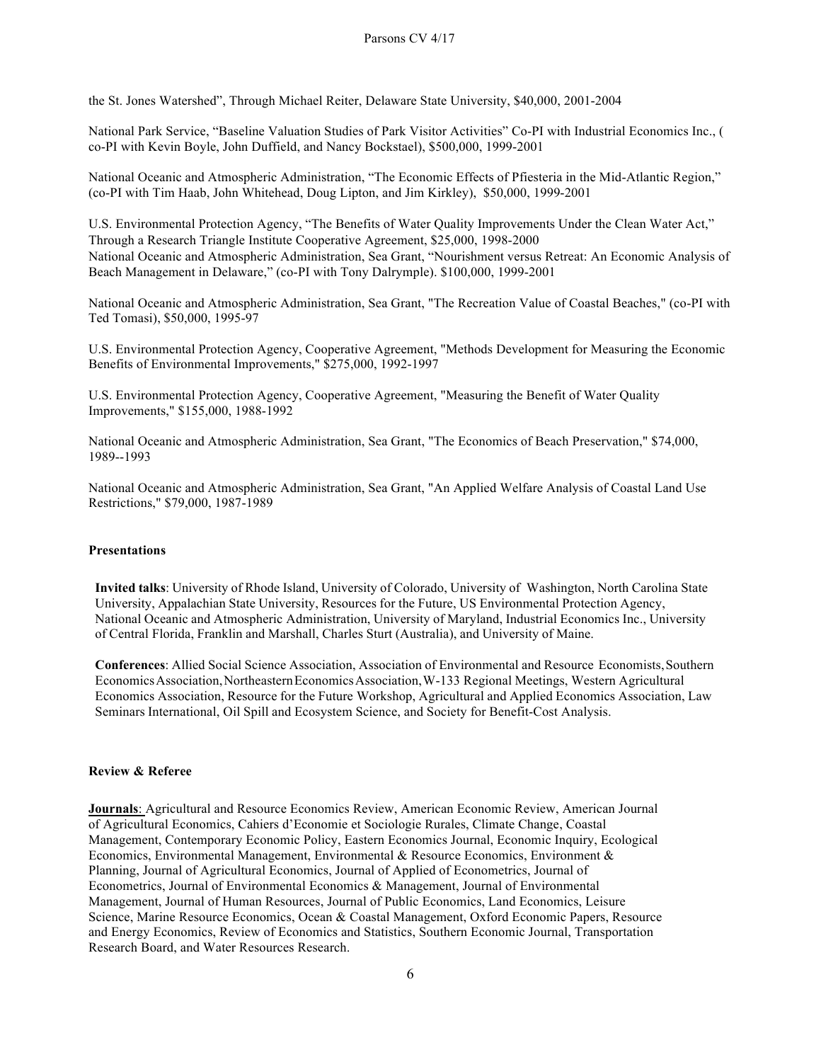the St. Jones Watershed", Through Michael Reiter, Delaware State University, $40,000, 2001-2004

National Park Service, "Baseline Valuation Studies of Park Visitor Activities" Co-PI with Industrial Economics Inc., ( co-PI with Kevin Boyle, John Duffield, and Nancy Bockstael), $500,000, 1999-2001

National Oceanic and Atmospheric Administration, "The Economic Effects of Pfiesteria in the Mid-Atlantic Region," (co-PI with Tim Haab, John Whitehead, Doug Lipton, and Jim Kirkley), $50,000, 1999-2001

U.S. Environmental Protection Agency, "The Benefits of Water Quality Improvements Under the Clean Water Act," Through a Research Triangle Institute Cooperative Agreement, $25,000, 1998-2000
National Oceanic and Atmospheric Administration, Sea Grant, "Nourishment versus Retreat: An Economic Analysis of Beach Management in Delaware," (co-PI with Tony Dalrymple). $100,000, 1999-2001

National Oceanic and Atmospheric Administration, Sea Grant, "The Recreation Value of Coastal Beaches," (co-PI with Ted Tomasi), $50,000, 1995-97

U.S. Environmental Protection Agency, Cooperative Agreement, "Methods Development for Measuring the Economic Benefits of Environmental Improvements," $275,000, 1992-1997

U.S. Environmental Protection Agency, Cooperative Agreement, "Measuring the Benefit of Water Quality Improvements," $155,000, 1988-1992

National Oceanic and Atmospheric Administration, Sea Grant, "The Economics of Beach Preservation," $74,000, 1989--1993

National Oceanic and Atmospheric Administration, Sea Grant, "An Applied Welfare Analysis of Coastal Land Use Restrictions," $79,000, 1987-1989

**Presentations**

**Invited talks**: University of Rhode Island, University of Colorado, University of Washington, North Carolina State University, Appalachian State University, Resources for the Future, US Environmental Protection Agency, National Oceanic and Atmospheric Administration, University of Maryland, Industrial Economics Inc., University of Central Florida, Franklin and Marshall, Charles Sturt (Australia), and University of Maine.

**Conferences**: Allied Social Science Association, Association of Environmental and Resource Economists, Southern Economics Association, Northeastern Economics Association, W-133 Regional Meetings, Western Agricultural Economics Association, Resource for the Future Workshop, Agricultural and Applied Economics Association, Law Seminars International, Oil Spill and Ecosystem Science, and Society for Benefit-Cost Analysis.

**Review & Referee**

**Journals**: Agricultural and Resource Economics Review, American Economic Review, American Journal of Agricultural Economics, Cahiers d'Economie et Sociologie Rurales, Climate Change, Coastal Management, Contemporary Economic Policy, Eastern Economics Journal, Economic Inquiry, Ecological Economics, Environmental Management, Environmental & Resource Economics, Environment & Planning, Journal of Agricultural Economics, Journal of Applied of Econometrics, Journal of Econometrics, Journal of Environmental Economics & Management, Journal of Environmental Management, Journal of Human Resources, Journal of Public Economics, Land Economics, Leisure Science, Marine Resource Economics, Ocean & Coastal Management, Oxford Economic Papers, Resource and Energy Economics, Review of Economics and Statistics, Southern Economic Journal, Transportation Research Board, and Water Resources Research.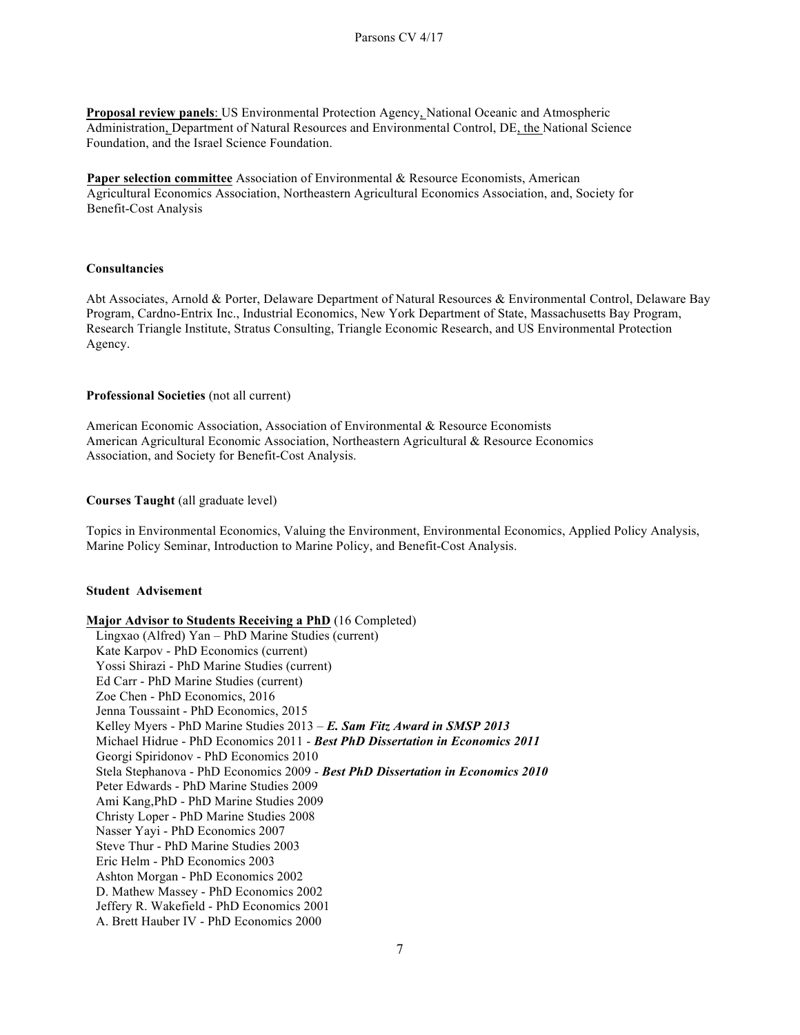**Proposal review panels**: US Environmental Protection Agency, National Oceanic and Atmospheric Administration, Department of Natural Resources and Environmental Control, DE, the National Science Foundation, and the Israel Science Foundation.

**Paper selection committee** Association of Environmental & Resource Economists, American Agricultural Economics Association, Northeastern Agricultural Economics Association, and, Society for Benefit-Cost Analysis

### Consultancies

Abt Associates, Arnold & Porter, Delaware Department of Natural Resources & Environmental Control, Delaware Bay Program, Cardno-Entrix Inc., Industrial Economics, New York Department of State, Massachusetts Bay Program, Research Triangle Institute, Stratus Consulting, Triangle Economic Research, and US Environmental Protection Agency.

### Professional Societies (not all current)

American Economic Association, Association of Environmental & Resource Economists
American Agricultural Economic Association, Northeastern Agricultural & Resource Economics Association, and Society for Benefit-Cost Analysis.

### Courses Taught (all graduate level)

Topics in Environmental Economics, Valuing the Environment, Environmental Economics, Applied Policy Analysis, Marine Policy Seminar, Introduction to Marine Policy, and Benefit-Cost Analysis.

### Student Advisement

**Major Advisor to Students Receiving a PhD** (16 Completed)

- Lingxao (Alfred) Yan – PhD Marine Studies (current)
- Kate Karpov - PhD Economics (current)
- Yossi Shirazi - PhD Marine Studies (current)
- Ed Carr - PhD Marine Studies (current)
- Zoe Chen - PhD Economics, 2016
- Jenna Toussaint - PhD Economics, 2015
- Kelley Myers - PhD Marine Studies 2013 – ***E. Sam Fitz Award in SMSP 2013***
- Michael Hidrue - PhD Economics 2011 - ***Best PhD Dissertation in Economics 2011***
- Georgi Spiridonov - PhD Economics 2010
- Stela Stephanova - PhD Economics 2009 - ***Best PhD Dissertation in Economics 2010***
- Peter Edwards - PhD Marine Studies 2009
- Ami Kang,PhD - PhD Marine Studies 2009
- Christy Loper - PhD Marine Studies 2008
- Nasser Yayi - PhD Economics 2007
- Steve Thur - PhD Marine Studies 2003
- Eric Helm - PhD Economics 2003
- Ashton Morgan - PhD Economics 2002
- D. Mathew Massey - PhD Economics 2002
- Jeffery R. Wakefield - PhD Economics 2001
- A. Brett Hauber IV - PhD Economics 2000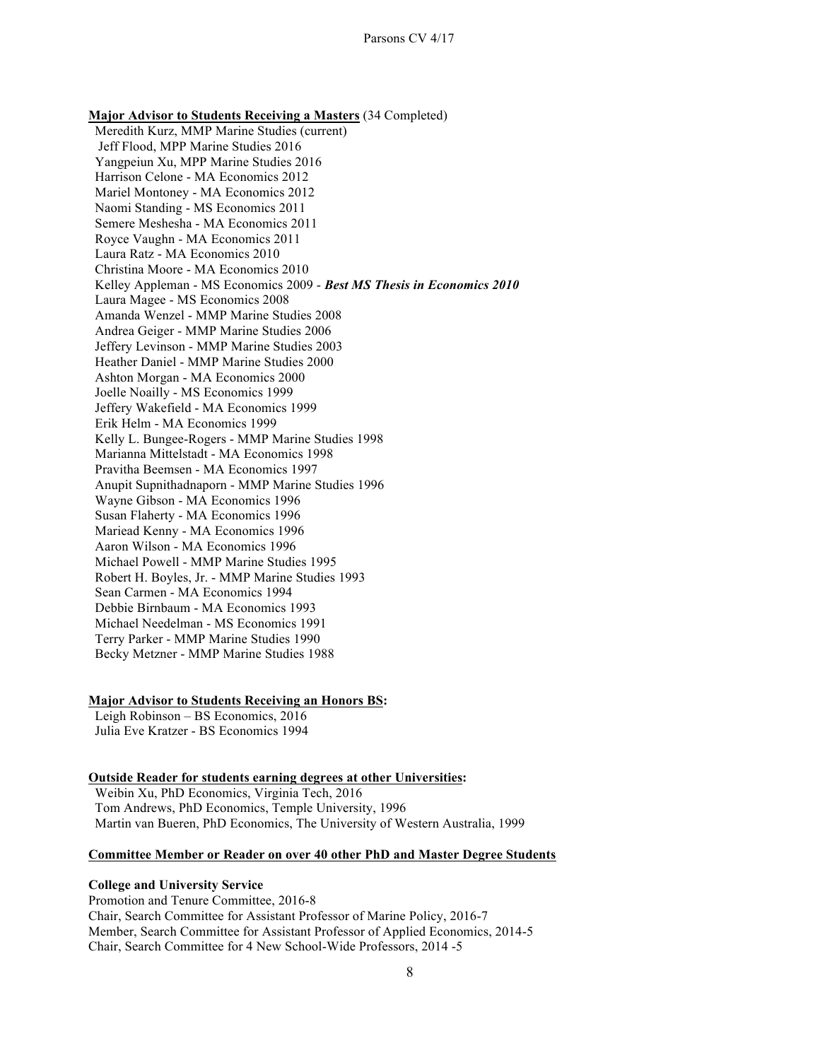**Major Advisor to Students Receiving a Masters** (34 Completed)

Meredith Kurz, MMP Marine Studies (current)  
Jeff Flood, MPP Marine Studies 2016  
Yangpeiun Xu, MPP Marine Studies 2016  
Harrison Celone - MA Economics 2012  
Mariel Montoney - MA Economics 2012  
Naomi Standing - MS Economics 2011  
Semere Meshesha - MA Economics 2011  
Royce Vaughn - MA Economics 2011  
Laura Ratz - MA Economics 2010  
Christina Moore - MA Economics 2010  
Kelley Appleman - MS Economics 2009 - ***Best MS Thesis in Economics 2010***  
Laura Magee - MS Economics 2008  
Amanda Wenzel - MMP Marine Studies 2008  
Andrea Geiger - MMP Marine Studies 2006  
Jeffery Levinson - MMP Marine Studies 2003  
Heather Daniel - MMP Marine Studies 2000  
Ashton Morgan - MA Economics 2000  
Joelle Noailly - MS Economics 1999  
Jeffery Wakefield - MA Economics 1999  
Erik Helm - MA Economics 1999  
Kelly L. Bungee-Rogers - MMP Marine Studies 1998  
Marianna Mittelstadt - MA Economics 1998  
Pravitha Beemsen - MA Economics 1997  
Anupit Supnithadnaporn - MMP Marine Studies 1996  
Wayne Gibson - MA Economics 1996  
Susan Flaherty - MA Economics 1996  
Mariead Kenny - MA Economics 1996  
Aaron Wilson - MA Economics 1996  
Michael Powell - MMP Marine Studies 1995  
Robert H. Boyles, Jr. - MMP Marine Studies 1993  
Sean Carmen - MA Economics 1994  
Debbie Birnbaum - MA Economics 1993  
Michael Needelman - MS Economics 1991  
Terry Parker - MMP Marine Studies 1990  
Becky Metzner - MMP Marine Studies 1988

**Major Advisor to Students Receiving an Honors BS:**

Leigh Robinson – BS Economics, 2016  
Julia Eve Kratzer - BS Economics 1994

**Outside Reader for students earning degrees at other Universities:**

Weibin Xu, PhD Economics, Virginia Tech, 2016  
Tom Andrews, PhD Economics, Temple University, 1996  
Martin van Bueren, PhD Economics, The University of Western Australia, 1999

**Committee Member or Reader on over 40 other PhD and Master Degree Students**

**College and University Service**

Promotion and Tenure Committee, 2016-8  
Chair, Search Committee for Assistant Professor of Marine Policy, 2016-7  
Member, Search Committee for Assistant Professor of Applied Economics, 2014-5  
Chair, Search Committee for 4 New School-Wide Professors, 2014 -5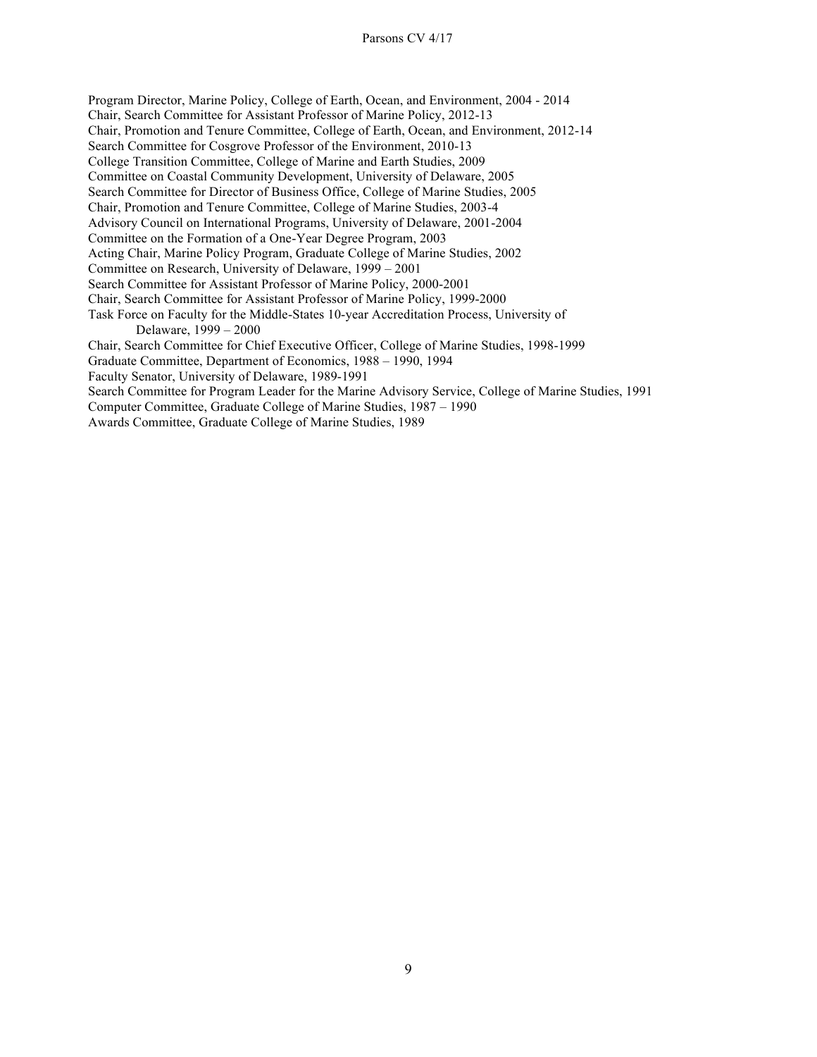Program Director, Marine Policy, College of Earth, Ocean, and Environment, 2004 - 2014
Chair, Search Committee for Assistant Professor of Marine Policy, 2012-13
Chair, Promotion and Tenure Committee, College of Earth, Ocean, and Environment, 2012-14
Search Committee for Cosgrove Professor of the Environment, 2010-13
College Transition Committee, College of Marine and Earth Studies, 2009
Committee on Coastal Community Development, University of Delaware, 2005
Search Committee for Director of Business Office, College of Marine Studies, 2005
Chair, Promotion and Tenure Committee, College of Marine Studies, 2003-4
Advisory Council on International Programs, University of Delaware, 2001-2004
Committee on the Formation of a One-Year Degree Program, 2003
Acting Chair, Marine Policy Program, Graduate College of Marine Studies, 2002
Committee on Research, University of Delaware, 1999 – 2001
Search Committee for Assistant Professor of Marine Policy, 2000-2001
Chair, Search Committee for Assistant Professor of Marine Policy, 1999-2000
Task Force on Faculty for the Middle-States 10-year Accreditation Process, University of Delaware, 1999 – 2000
Chair, Search Committee for Chief Executive Officer, College of Marine Studies, 1998-1999
Graduate Committee, Department of Economics, 1988 – 1990, 1994
Faculty Senator, University of Delaware, 1989-1991
Search Committee for Program Leader for the Marine Advisory Service, College of Marine Studies, 1991
Computer Committee, Graduate College of Marine Studies, 1987 – 1990
Awards Committee, Graduate College of Marine Studies, 1989